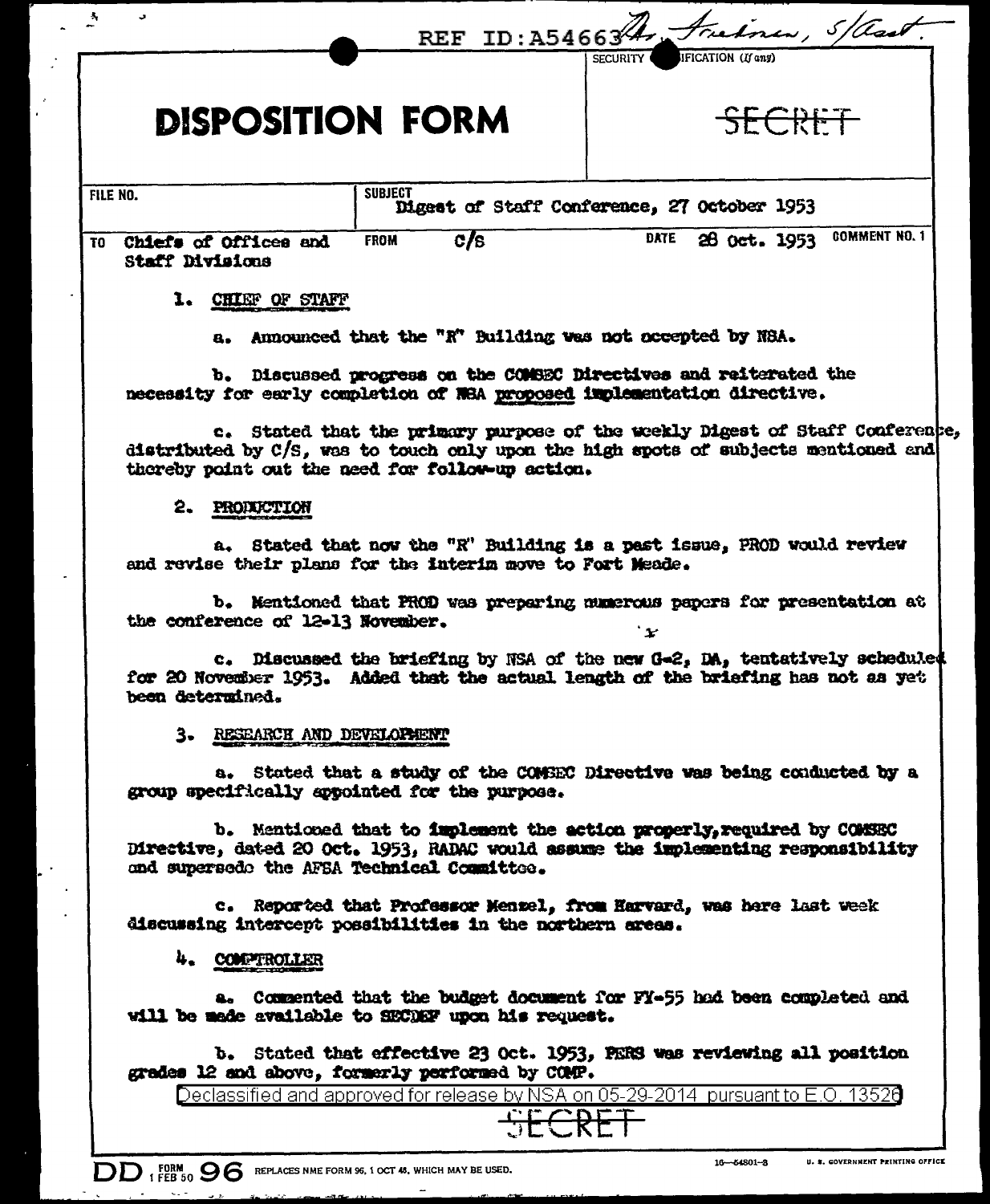REF ID:A54663 Dr. Friedman, S/Asst.

SECURITY CLASSIFICATION (If any)

# DISPOSITION FORM

SECRET

| FILE NO. | SUBJECT Digest of Staff Conference, 27 October 1953 | | |
|---|---|---|---|
| TO Chiefs of Offices and Staff Divisions | FROM C/S | DATE 28 Oct. 1953 | COMMENT NO. 1 |

1. CHIEF OF STAFF

a. Announced that the "R" Building was not accepted by NSA.

b. Discussed progress on the COMSEC Directives and reiterated the necessity for early completion of NSA proposed implementation directive.

c. Stated that the primary purpose of the weekly Digest of Staff Conference, distributed by C/S, was to touch only upon the high spots of subjects mentioned and thereby point out the need for follow-up action.

2. PRODUCTION

a. Stated that now the "R" Building is a past issue, PROD would review and revise their plans for the interim move to Fort Meade.

b. Mentioned that PROD was preparing numerous papers for presentation at the conference of 12-13 November.

c. Discussed the briefing by NSA of the new G-2, DA, tentatively scheduled for 20 November 1953. Added that the actual length of the briefing has not as yet been determined.

3. RESEARCH AND DEVELOPMENT

a. Stated that a study of the COMSEC Directive was being conducted by a group specifically appointed for the purpose.

b. Mentioned that to implement the action properly, required by COMSEC Directive, dated 20 Oct. 1953, RADAC would assume the implementing responsibility and supersede the AFSA Technical Committee.

c. Reported that Professor Menzel, from Harvard, was here last week discussing intercept possibilities in the northern areas.

4. COMPTROLLER

a. Commented that the budget document for FY-55 had been completed and will be made available to SECDEF upon his request.

b. Stated that effective 23 Oct. 1953, PERS was reviewing all position grades 12 and above, formerly performed by COMP.

Declassified and approved for release by NSA on 05-29-2014 pursuant to E.O. 13526

SECRET

DD FORM 1 FEB 50 96 REPLACES NME FORM 96, 1 OCT 48, WHICH MAY BE USED.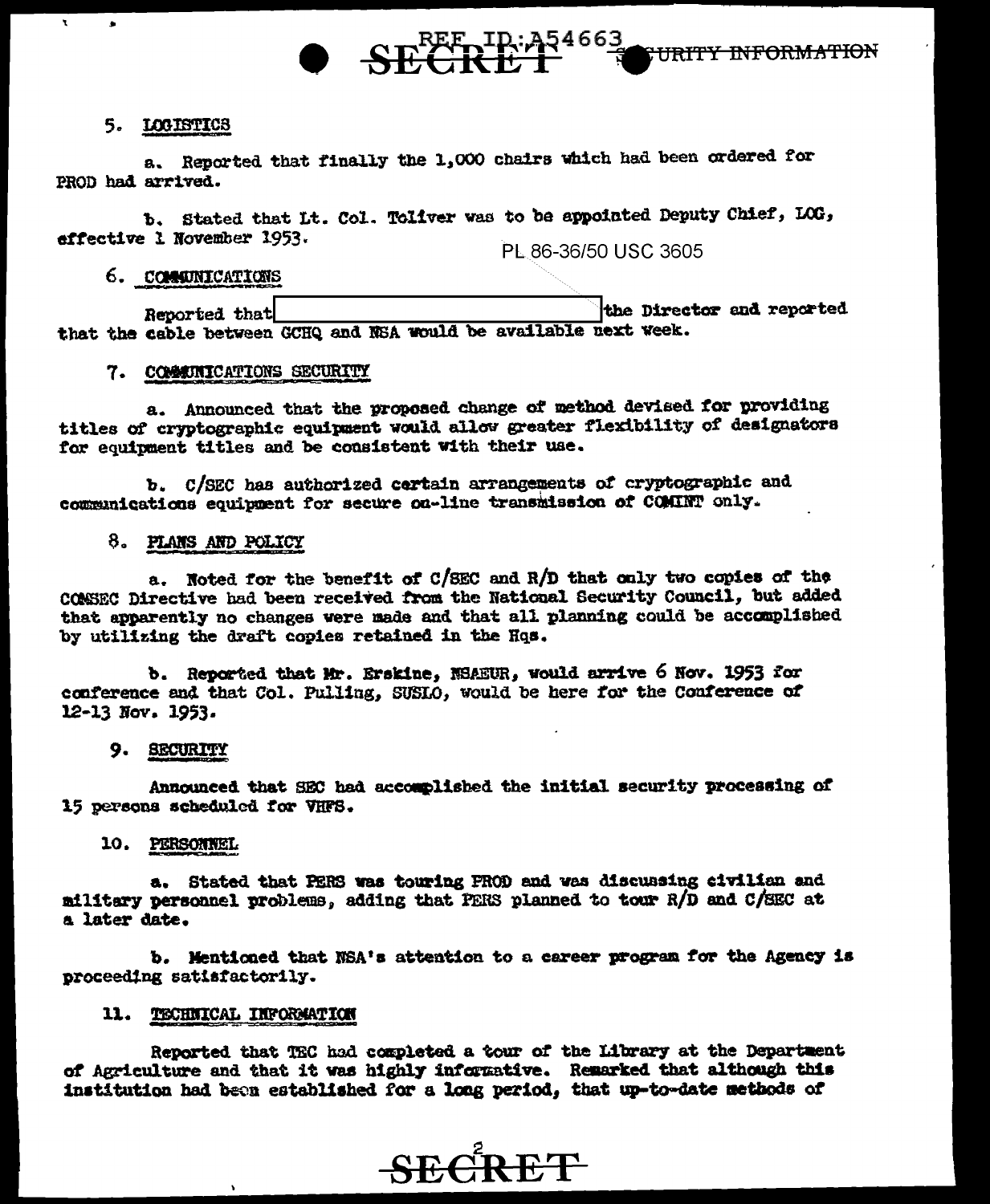5. LOGISTICS

a. Reported that finally the 1,000 chairs which had been ordered for PROD had arrived.

b. Stated that Lt. Col. Toliver was to be appointed Deputy Chief, LOG, effective 1 November 1953.

PL 86-36/50 USC 3605

6. COMMUNICATIONS

Reported that [redacted] the Director and reported that the cable between GCHQ and NSA would be available next week.

7. COMMUNICATIONS SECURITY

a. Announced that the proposed change of method devised for providing titles of cryptographic equipment would allow greater flexibility of designators for equipment titles and be consistent with their use.

b. C/SEC has authorized certain arrangements of cryptographic and communications equipment for secure on-line transmission of COMINT only.

8. PLANS AND POLICY

a. Noted for the benefit of C/SEC and R/D that only two copies of the COMSEC Directive had been received from the National Security Council, but added that apparently no changes were made and that all planning could be accomplished by utilizing the draft copies retained in the Hqs.

b. Reported that Mr. Erskine, NSAEUR, would arrive 6 Nov. 1953 for conference and that Col. Pulling, SUSLO, would be here for the Conference of 12-13 Nov. 1953.

9. SECURITY

Announced that SEC had accomplished the initial security processing of 15 persons scheduled for VHFS.

10. PERSONNEL

a. Stated that PERS was touring PROD and was discussing civilian and military personnel problems, adding that PERS planned to tour R/D and C/SEC at a later date.

b. Mentioned that NSA's attention to a career program for the Agency is proceeding satisfactorily.

11. TECHNICAL INFORMATION

Reported that TEC had completed a tour of the Library at the Department of Agriculture and that it was highly informative. Remarked that although this institution had been established for a long period, that up-to-date methods of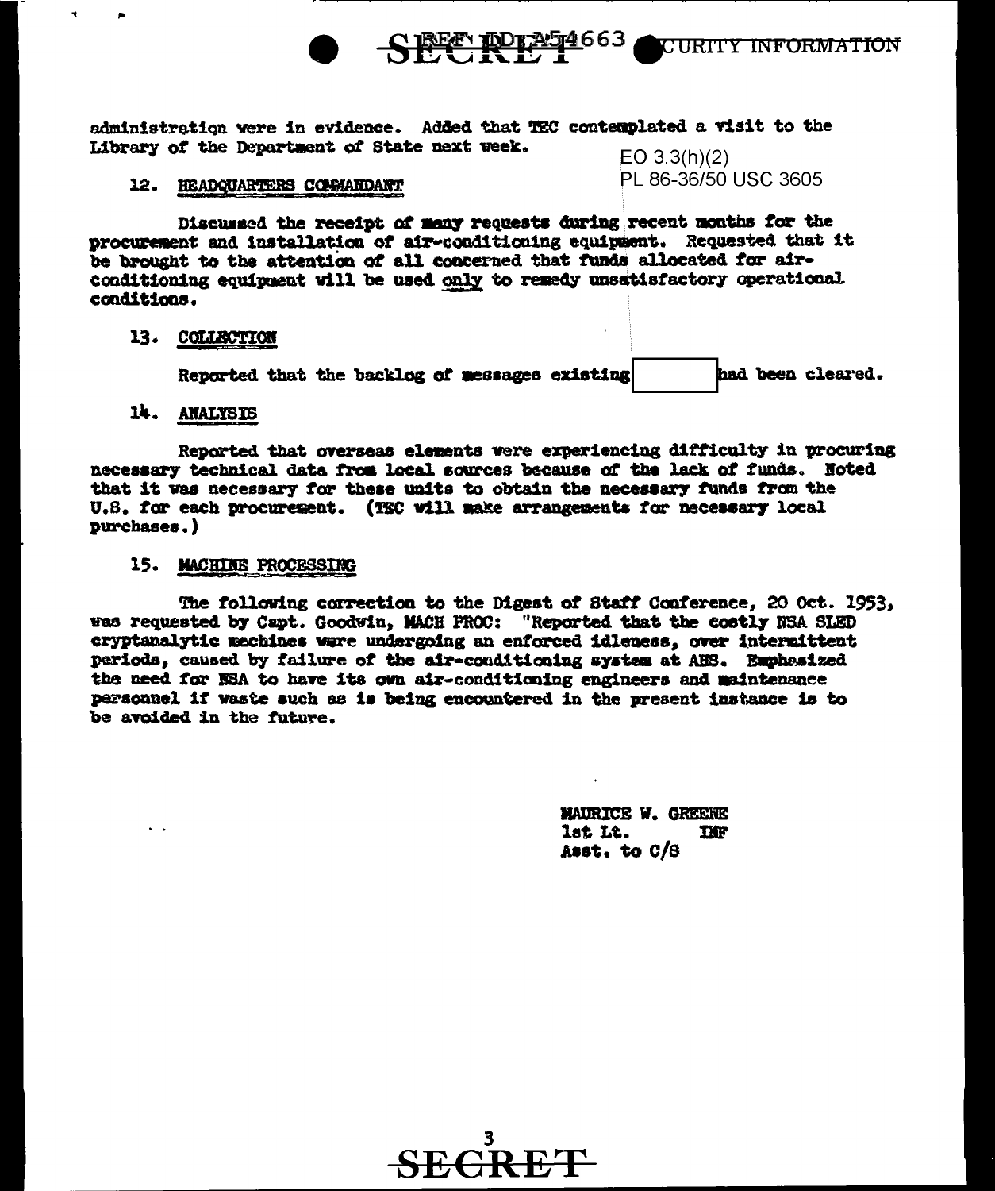SECRET REF ID:A54663 SECURITY INFORMATION

administration were in evidence. Added that TEC contemplated a visit to the Library of the Department of State next week.

EO 3.3(h)(2)
PL 86-36/50 USC 3605

12. HEADQUARTERS COMMANDANT

Discussed the receipt of many requests during recent months for the procurement and installation of air-conditioning equipment. Requested that it be brought to the attention of all concerned that funds allocated for air-conditioning equipment will be used only to remedy unsatisfactory operational conditions.

13. COLLECTION

Reported that the backlog of messages existing [redacted] had been cleared.

14. ANALYSIS

Reported that overseas elements were experiencing difficulty in procuring necessary technical data from local sources because of the lack of funds. Noted that it was necessary for these units to obtain the necessary funds from the U.S. for each procurement. (TEC will make arrangements for necessary local purchases.)

15. MACHINE PROCESSING

The following correction to the Digest of Staff Conference, 20 Oct. 1953, was requested by Capt. Goodwin, MACH PROC: "Reported that the costly NSA SLED cryptanalytic machines were undergoing an enforced idleness, over intermittent periods, caused by failure of the air-conditioning system at AHS. Emphasized the need for NSA to have its own air-conditioning engineers and maintenance personnel if waste such as is being encountered in the present instance is to be avoided in the future.

MAURICE W. GREENE
1st Lt. INF
Asst. to C/S

SECRET